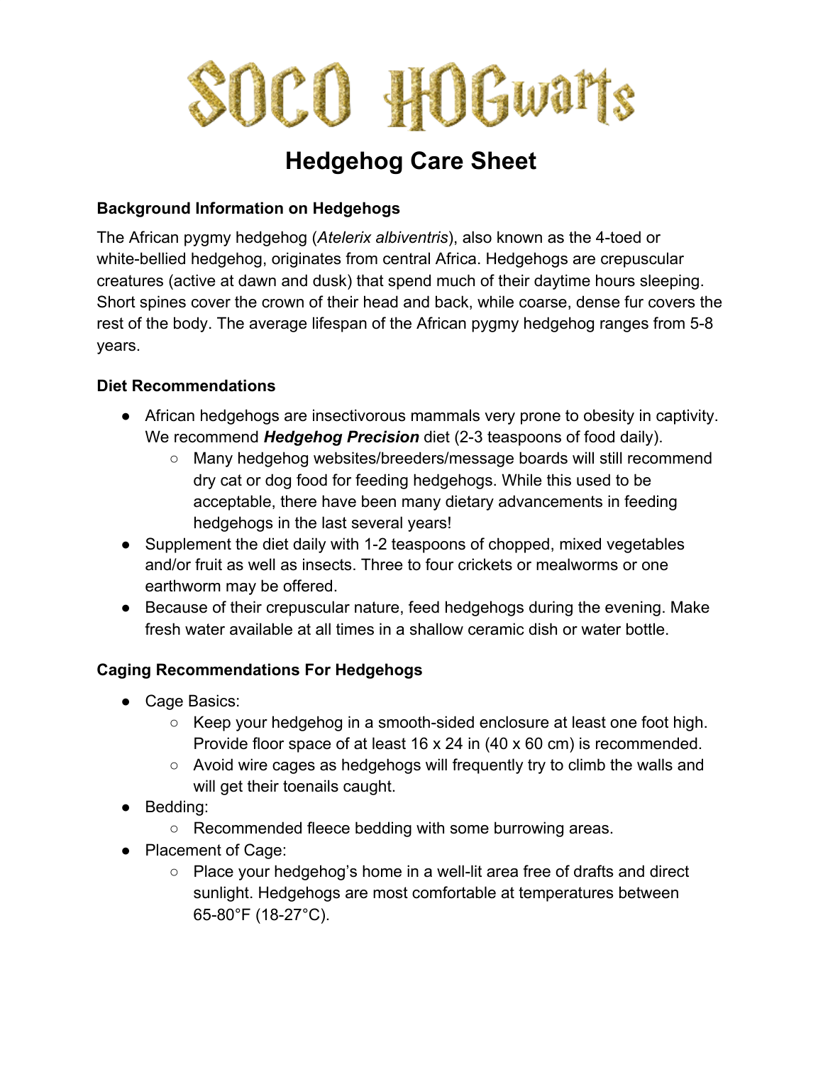# SOCO HOGwarts

## Hedgehog Care Sheet

**Background Information on Hedgehogs**

The African pygmy hedgehog (*Atelerix albiventris*), also known as the 4-toed or white-bellied hedgehog, originates from central Africa. Hedgehogs are crepuscular creatures (active at dawn and dusk) that spend much of their daytime hours sleeping. Short spines cover the crown of their head and back, while coarse, dense fur covers the rest of the body. The average lifespan of the African pygmy hedgehog ranges from 5-8 years.

**Diet Recommendations**

- African hedgehogs are insectivorous mammals very prone to obesity in captivity. We recommend ***Hedgehog Precision*** diet (2-3 teaspoons of food daily).
    - Many hedgehog websites/breeders/message boards will still recommend dry cat or dog food for feeding hedgehogs. While this used to be acceptable, there have been many dietary advancements in feeding hedgehogs in the last several years!
- Supplement the diet daily with 1-2 teaspoons of chopped, mixed vegetables and/or fruit as well as insects. Three to four crickets or mealworms or one earthworm may be offered.
- Because of their crepuscular nature, feed hedgehogs during the evening. Make fresh water available at all times in a shallow ceramic dish or water bottle.

**Caging Recommendations For Hedgehogs**

- Cage Basics:
    - Keep your hedgehog in a smooth-sided enclosure at least one foot high. Provide floor space of at least 16 x 24 in (40 x 60 cm) is recommended.
    - Avoid wire cages as hedgehogs will frequently try to climb the walls and will get their toenails caught.
- Bedding:
    - Recommended fleece bedding with some burrowing areas.
- Placement of Cage:
    - Place your hedgehog's home in a well-lit area free of drafts and direct sunlight. Hedgehogs are most comfortable at temperatures between 65-80°F (18-27°C).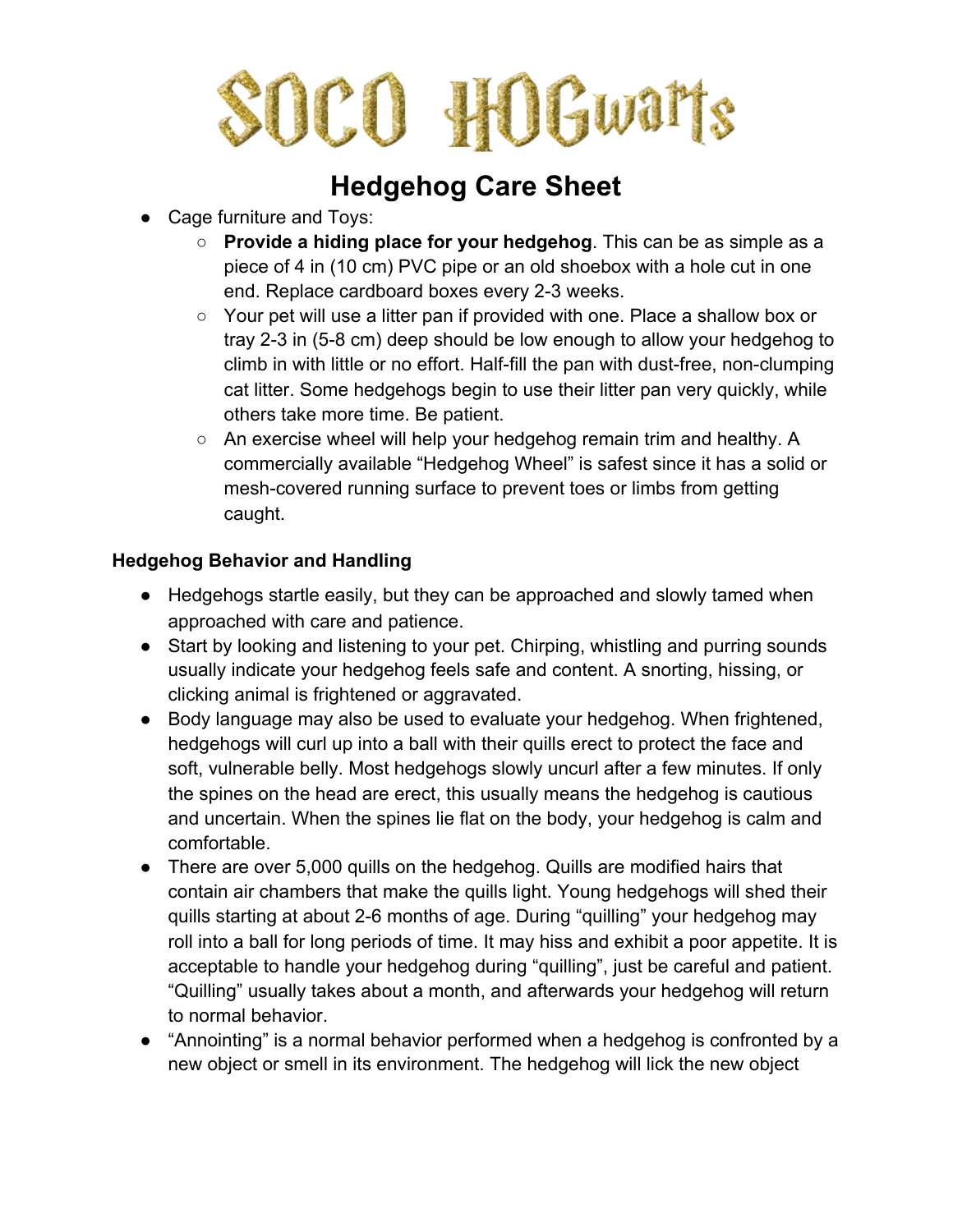# SOCO HOGwarts

## Hedgehog Care Sheet

- Cage furniture and Toys:
  - **Provide a hiding place for your hedgehog**. This can be as simple as a piece of 4 in (10 cm) PVC pipe or an old shoebox with a hole cut in one end. Replace cardboard boxes every 2-3 weeks.
  - Your pet will use a litter pan if provided with one. Place a shallow box or tray 2-3 in (5-8 cm) deep should be low enough to allow your hedgehog to climb in with little or no effort. Half-fill the pan with dust-free, non-clumping cat litter. Some hedgehogs begin to use their litter pan very quickly, while others take more time. Be patient.
  - An exercise wheel will help your hedgehog remain trim and healthy. A commercially available "Hedgehog Wheel" is safest since it has a solid or mesh-covered running surface to prevent toes or limbs from getting caught.

**Hedgehog Behavior and Handling**

- Hedgehogs startle easily, but they can be approached and slowly tamed when approached with care and patience.
- Start by looking and listening to your pet. Chirping, whistling and purring sounds usually indicate your hedgehog feels safe and content. A snorting, hissing, or clicking animal is frightened or aggravated.
- Body language may also be used to evaluate your hedgehog. When frightened, hedgehogs will curl up into a ball with their quills erect to protect the face and soft, vulnerable belly. Most hedgehogs slowly uncurl after a few minutes. If only the spines on the head are erect, this usually means the hedgehog is cautious and uncertain. When the spines lie flat on the body, your hedgehog is calm and comfortable.
- There are over 5,000 quills on the hedgehog. Quills are modified hairs that contain air chambers that make the quills light. Young hedgehogs will shed their quills starting at about 2-6 months of age. During "quilling" your hedgehog may roll into a ball for long periods of time. It may hiss and exhibit a poor appetite. It is acceptable to handle your hedgehog during "quilling", just be careful and patient. "Quilling" usually takes about a month, and afterwards your hedgehog will return to normal behavior.
- "Annointing" is a normal behavior performed when a hedgehog is confronted by a new object or smell in its environment. The hedgehog will lick the new object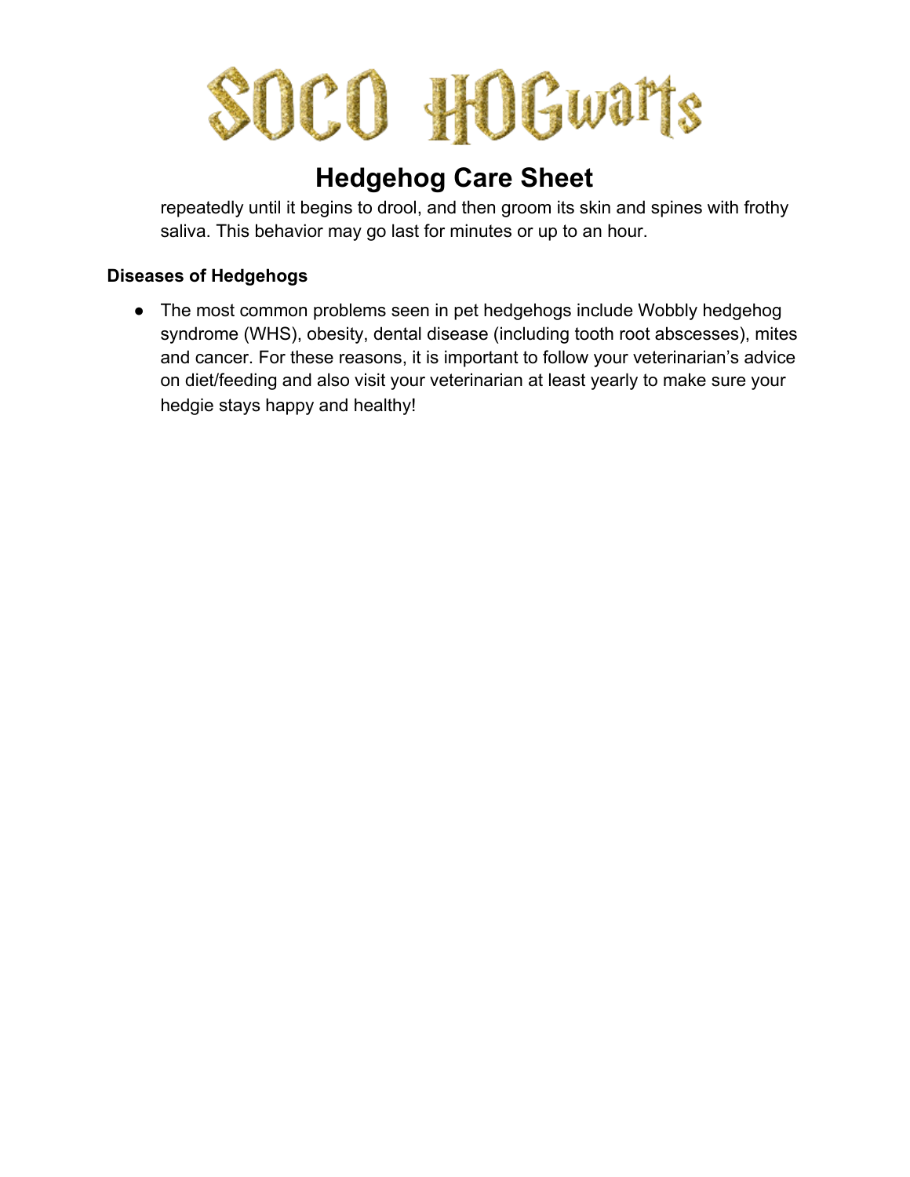repeatedly until it begins to drool, and then groom its skin and spines with frothy saliva. This behavior may go last for minutes or up to an hour.

**Diseases of Hedgehogs**

- The most common problems seen in pet hedgehogs include Wobbly hedgehog syndrome (WHS), obesity, dental disease (including tooth root abscesses), mites and cancer. For these reasons, it is important to follow your veterinarian's advice on diet/feeding and also visit your veterinarian at least yearly to make sure your hedgie stays happy and healthy!